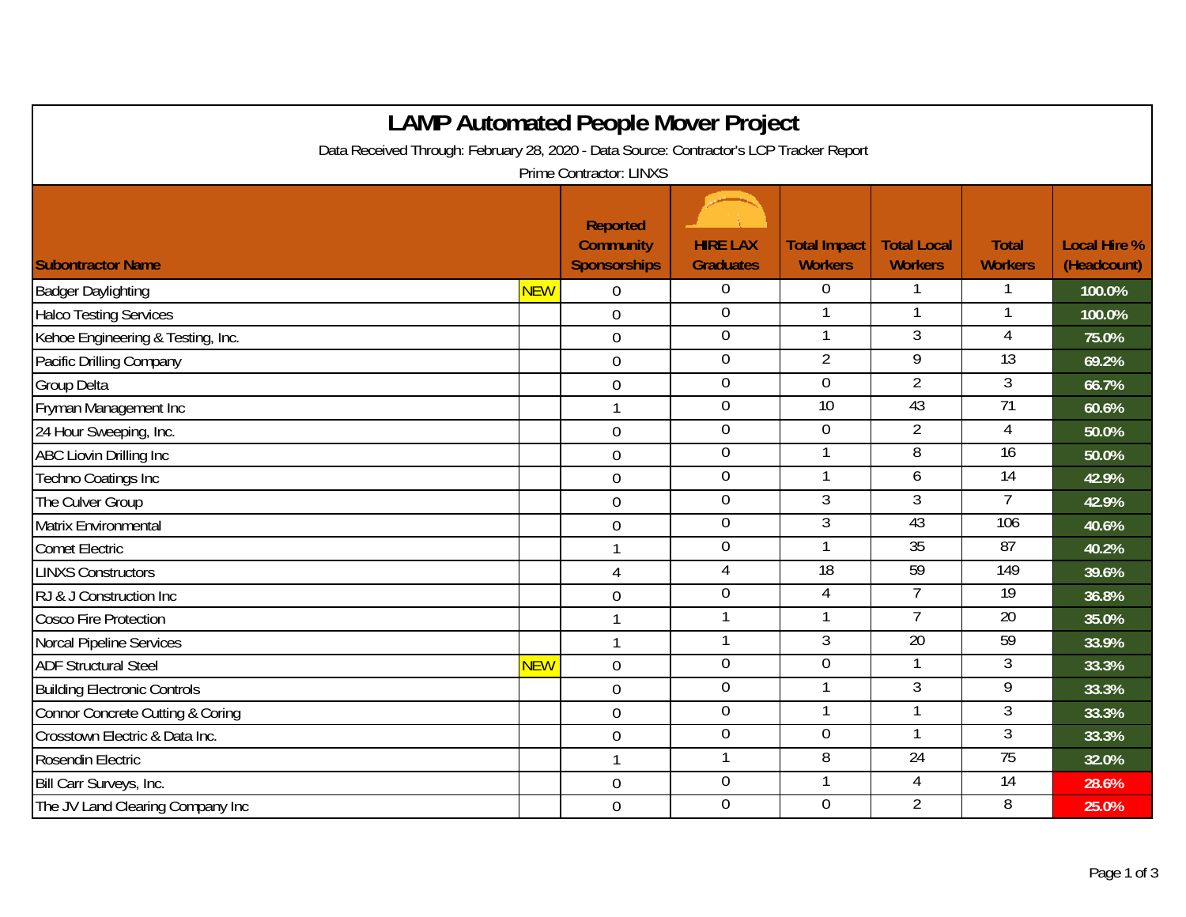# LAMP Automated People Mover Project

Data Received Through: February 28, 2020 - Data Source: Contractor's LCP Tracker Report

Prime Contractor: LINXS

| Subontractor Name | | Reported Community Sponsorships | HIRE LAX Graduates | Total Impact Workers | Total Local Workers | Total Workers | Local Hire % (Headcount) |
|---|---|---|---|---|---|---|---|
| Badger Daylighting | NEW | 0 | 0 | 0 | 1 | 1 | 100.0% |
| Halco Testing Services | | 0 | 0 | 1 | 1 | 1 | 100.0% |
| Kehoe Engineering & Testing, Inc. | | 0 | 0 | 1 | 3 | 4 | 75.0% |
| Pacific Drilling Company | | 0 | 0 | 2 | 9 | 13 | 69.2% |
| Group Delta | | 0 | 0 | 0 | 2 | 3 | 66.7% |
| Fryman Management Inc | | 1 | 0 | 10 | 43 | 71 | 60.6% |
| 24 Hour Sweeping, Inc. | | 0 | 0 | 0 | 2 | 4 | 50.0% |
| ABC Liovin Drilling Inc | | 0 | 0 | 1 | 8 | 16 | 50.0% |
| Techno Coatings Inc | | 0 | 0 | 1 | 6 | 14 | 42.9% |
| The Culver Group | | 0 | 0 | 3 | 3 | 7 | 42.9% |
| Matrix Environmental | | 0 | 0 | 3 | 43 | 106 | 40.6% |
| Comet Electric | | 1 | 0 | 1 | 35 | 87 | 40.2% |
| LINXS Constructors | | 4 | 4 | 18 | 59 | 149 | 39.6% |
| RJ & J Construction Inc | | 0 | 0 | 4 | 7 | 19 | 36.8% |
| Cosco Fire Protection | | 1 | 1 | 1 | 7 | 20 | 35.0% |
| Norcal Pipeline Services | | 1 | 1 | 3 | 20 | 59 | 33.9% |
| ADF Structural Steel | NEW | 0 | 0 | 0 | 1 | 3 | 33.3% |
| Building Electronic Controls | | 0 | 0 | 1 | 3 | 9 | 33.3% |
| Connor Concrete Cutting & Coring | | 0 | 0 | 1 | 1 | 3 | 33.3% |
| Crosstown Electric & Data Inc. | | 0 | 0 | 0 | 1 | 3 | 33.3% |
| Rosendin Electric | | 1 | 1 | 8 | 24 | 75 | 32.0% |
| Bill Carr Surveys, Inc. | | 0 | 0 | 1 | 4 | 14 | 28.6% |
| The JV Land Clearing Company Inc | | 0 | 0 | 0 | 2 | 8 | 25.0% |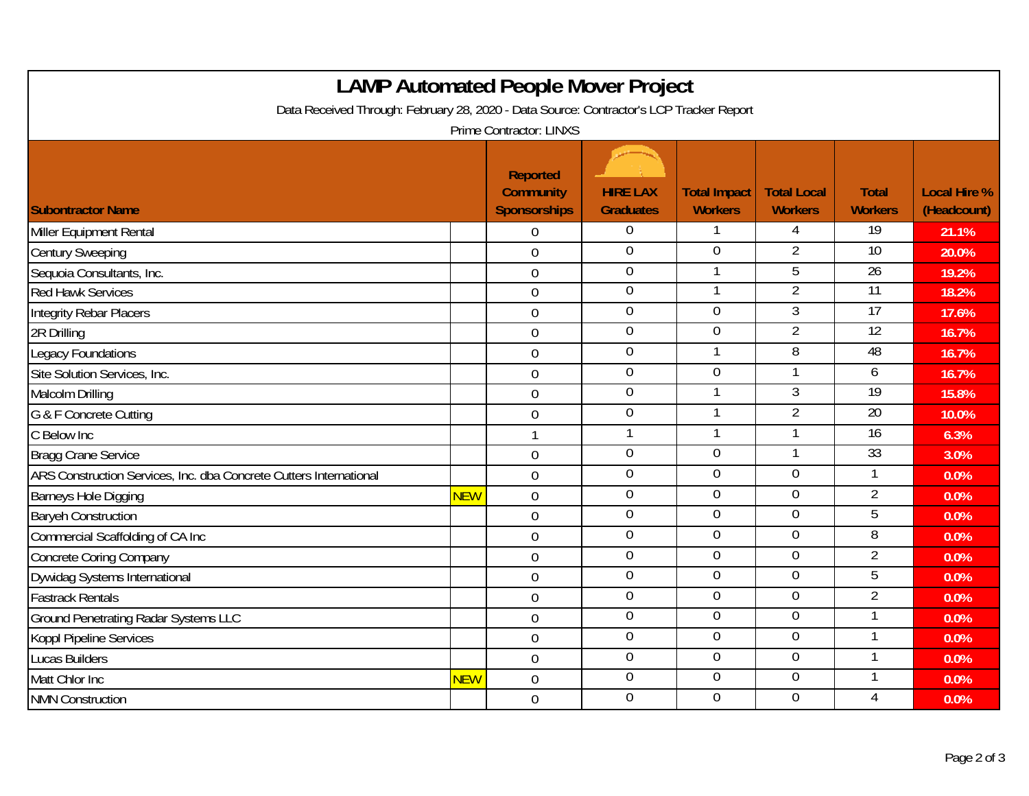# LAMP Automated People Mover Project

Data Received Through: February 28, 2020 - Data Source: Contractor's LCP Tracker Report

Prime Contractor: LINXS

| Subontractor Name | | Reported Community Sponsorships | HIRE LAX Graduates | Total Impact Workers | Total Local Workers | Total Workers | Local Hire % (Headcount) |
|---|---|---|---|---|---|---|---|
| Miller Equipment Rental | | 0 | 0 | 1 | 4 | 19 | 21.1% |
| Century Sweeping | | 0 | 0 | 0 | 2 | 10 | 20.0% |
| Sequoia Consultants, Inc. | | 0 | 0 | 1 | 5 | 26 | 19.2% |
| Red Hawk Services | | 0 | 0 | 1 | 2 | 11 | 18.2% |
| Integrity Rebar Placers | | 0 | 0 | 0 | 3 | 17 | 17.6% |
| 2R Drilling | | 0 | 0 | 0 | 2 | 12 | 16.7% |
| Legacy Foundations | | 0 | 0 | 1 | 8 | 48 | 16.7% |
| Site Solution Services, Inc. | | 0 | 0 | 0 | 1 | 6 | 16.7% |
| Malcolm Drilling | | 0 | 0 | 1 | 3 | 19 | 15.8% |
| G & F Concrete Cutting | | 0 | 0 | 1 | 2 | 20 | 10.0% |
| C Below Inc | | 1 | 1 | 1 | 1 | 16 | 6.3% |
| Bragg Crane Service | | 0 | 0 | 0 | 1 | 33 | 3.0% |
| ARS Construction Services, Inc. dba Concrete Cutters International | | 0 | 0 | 0 | 0 | 1 | 0.0% |
| Barneys Hole Digging | NEW | 0 | 0 | 0 | 0 | 2 | 0.0% |
| Baryeh Construction | | 0 | 0 | 0 | 0 | 5 | 0.0% |
| Commercial Scaffolding of CA Inc | | 0 | 0 | 0 | 0 | 8 | 0.0% |
| Concrete Coring Company | | 0 | 0 | 0 | 0 | 2 | 0.0% |
| Dywidag Systems International | | 0 | 0 | 0 | 0 | 5 | 0.0% |
| Fastrack Rentals | | 0 | 0 | 0 | 0 | 2 | 0.0% |
| Ground Penetrating Radar Systems LLC | | 0 | 0 | 0 | 0 | 1 | 0.0% |
| Koppl Pipeline Services | | 0 | 0 | 0 | 0 | 1 | 0.0% |
| Lucas Builders | | 0 | 0 | 0 | 0 | 1 | 0.0% |
| Matt Chlor Inc | NEW | 0 | 0 | 0 | 0 | 1 | 0.0% |
| NMN Construction | | 0 | 0 | 0 | 0 | 4 | 0.0% |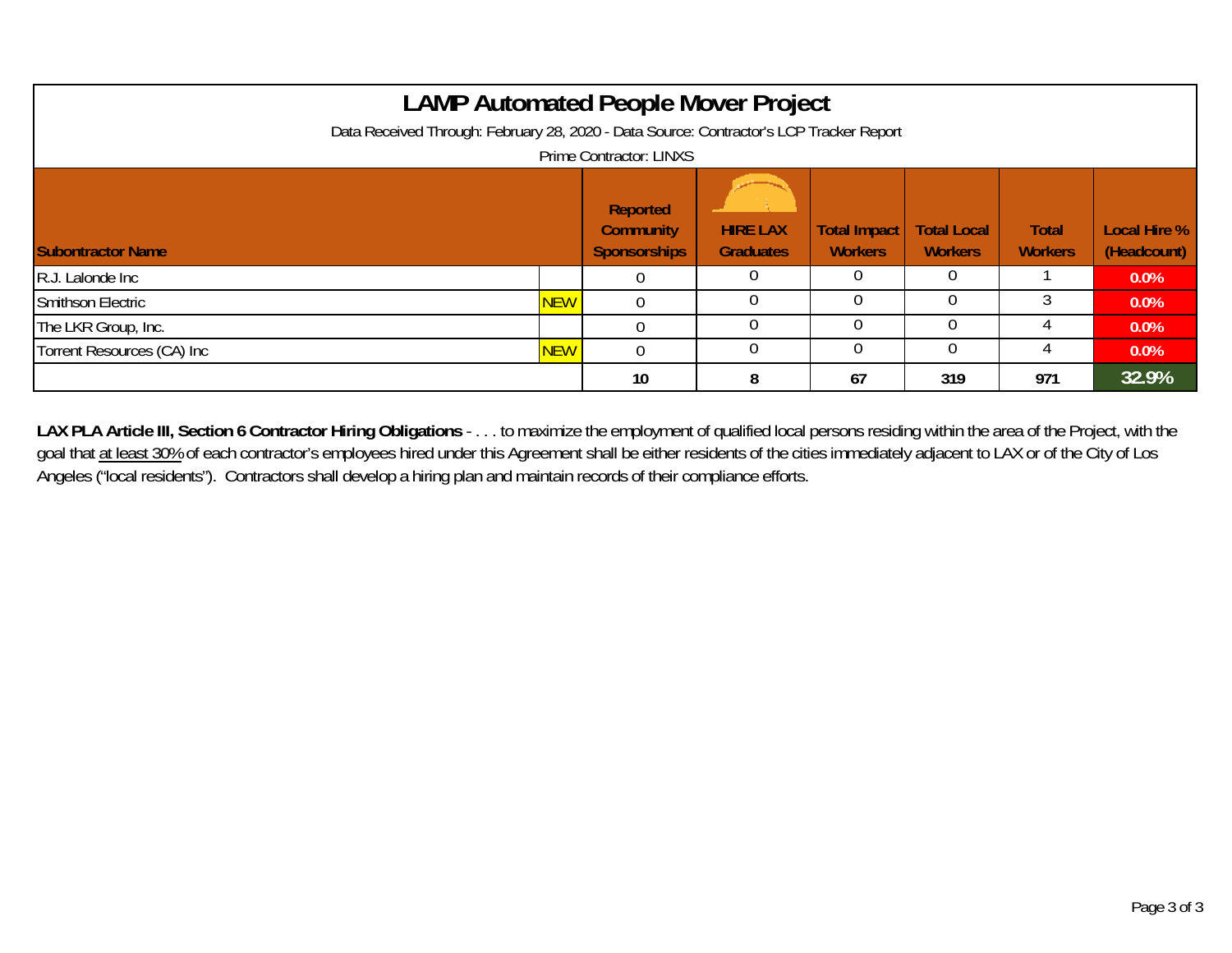# LAMP Automated People Mover Project

Data Received Through: February 28, 2020 - Data Source: Contractor's LCP Tracker Report

Prime Contractor: LINXS

| Subontractor Name | | Reported Community Sponsorships | HIRE LAX Graduates | Total Impact Workers | Total Local Workers | Total Workers | Local Hire % (Headcount) |
|---|---|---|---|---|---|---|---|
| R.J. Lalonde Inc | | 0 | 0 | 0 | 0 | 1 | 0.0% |
| Smithson Electric | NEW | 0 | 0 | 0 | 0 | 3 | 0.0% |
| The LKR Group, Inc. | | 0 | 0 | 0 | 0 | 4 | 0.0% |
| Torrent Resources (CA) Inc | NEW | 0 | 0 | 0 | 0 | 4 | 0.0% |
| | | **10** | **8** | **67** | **319** | **971** | **32.9%** |

**LAX PLA Article III, Section 6 Contractor Hiring Obligations** - . . . to maximize the employment of qualified local persons residing within the area of the Project, with the goal that at least 30% of each contractor's employees hired under this Agreement shall be either residents of the cities immediately adjacent to LAX or of the City of Los Angeles ("local residents"). Contractors shall develop a hiring plan and maintain records of their compliance efforts.